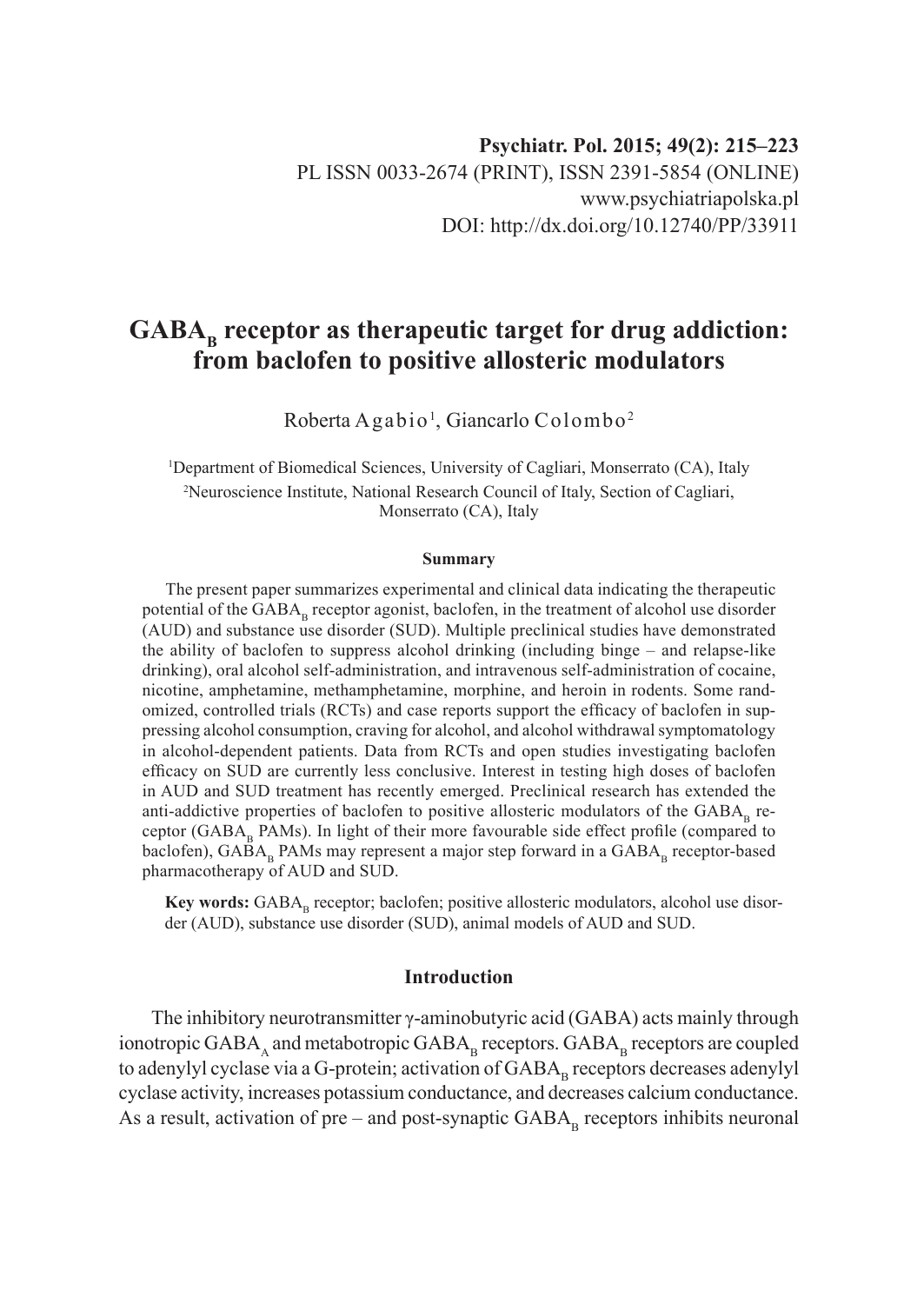Psychiatr. Pol. 2015; 49(2): 215–223
PL ISSN 0033-2674 (PRINT), ISSN 2391-5854 (ONLINE)
www.psychiatriapolska.pl
DOI: http://dx.doi.org/10.12740/PP/33911

# $GABA_B$ receptor as therapeutic target for drug addiction: from baclofen to positive allosteric modulators

Roberta Agabio[1], Giancarlo Colombo[2]

[1]Department of Biomedical Sciences, University of Cagliari, Monserrato (CA), Italy
[2]Neuroscience Institute, National Research Council of Italy, Section of Cagliari, Monserrato (CA), Italy

### Summary

The present paper summarizes experimental and clinical data indicating the therapeutic potential of the $GABA_B$ receptor agonist, baclofen, in the treatment of alcohol use disorder (AUD) and substance use disorder (SUD). Multiple preclinical studies have demonstrated the ability of baclofen to suppress alcohol drinking (including binge – and relapse-like drinking), oral alcohol self-administration, and intravenous self-administration of cocaine, nicotine, amphetamine, methamphetamine, morphine, and heroin in rodents. Some randomized, controlled trials (RCTs) and case reports support the efficacy of baclofen in suppressing alcohol consumption, craving for alcohol, and alcohol withdrawal symptomatology in alcohol-dependent patients. Data from RCTs and open studies investigating baclofen efficacy on SUD are currently less conclusive. Interest in testing high doses of baclofen in AUD and SUD treatment has recently emerged. Preclinical research has extended the anti-addictive properties of baclofen to positive allosteric modulators of the $GABA_B$ receptor ($GABA_B$ PAMs). In light of their more favourable side effect profile (compared to baclofen), $GABA_B$ PAMs may represent a major step forward in a $GABA_B$ receptor-based pharmacotherapy of AUD and SUD.

**Key words:** $GABA_B$ receptor; baclofen; positive allosteric modulators, alcohol use disorder (AUD), substance use disorder (SUD), animal models of AUD and SUD.

## Introduction

The inhibitory neurotransmitter γ-aminobutyric acid (GABA) acts mainly through ionotropic $GABA_A$ and metabotropic $GABA_B$ receptors. $GABA_B$ receptors are coupled to adenylyl cyclase via a G-protein; activation of $GABA_B$ receptors decreases adenylyl cyclase activity, increases potassium conductance, and decreases calcium conductance. As a result, activation of pre – and post-synaptic $GABA_B$ receptors inhibits neuronal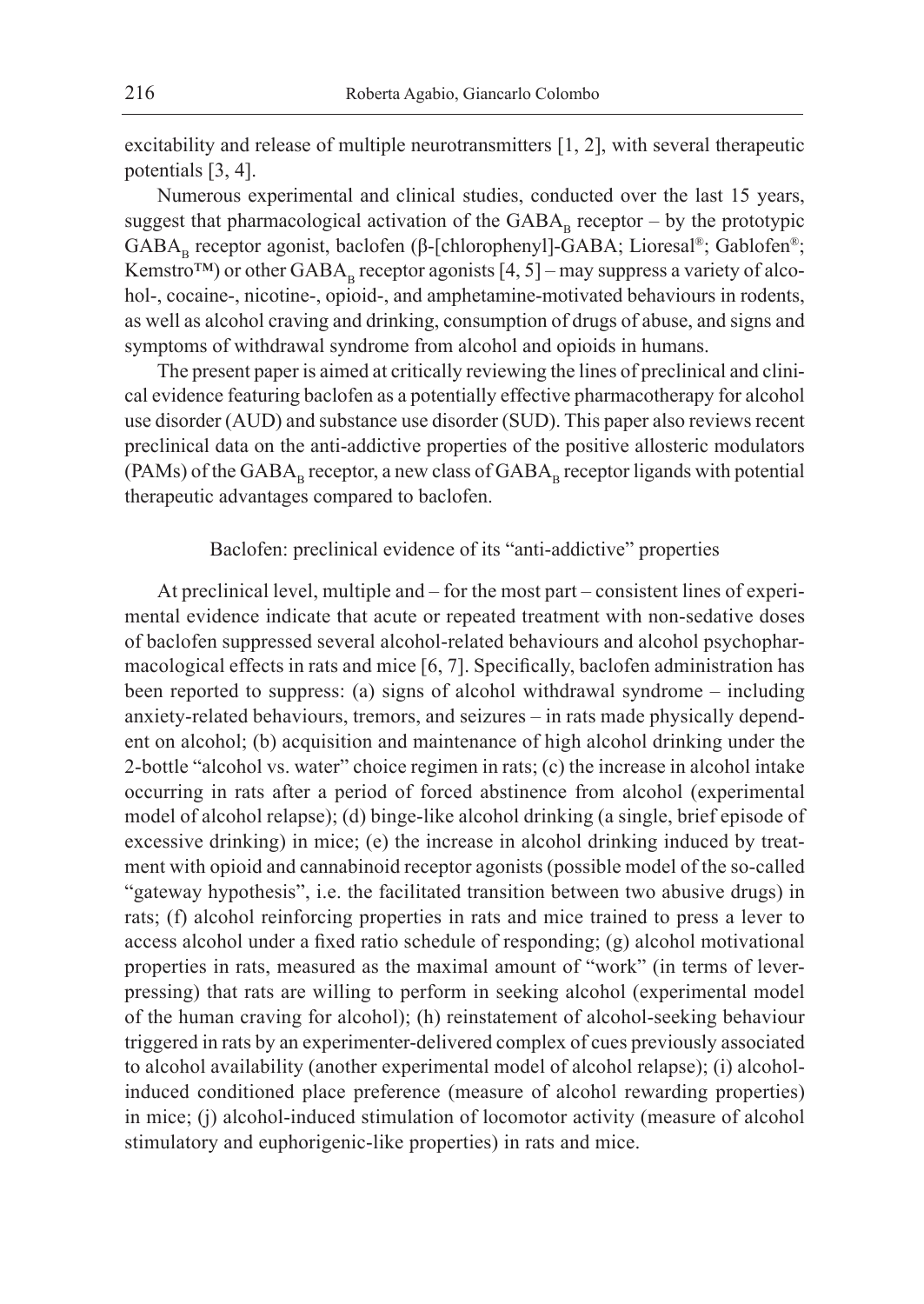excitability and release of multiple neurotransmitters [1, 2], with several therapeutic potentials [3, 4].

Numerous experimental and clinical studies, conducted over the last 15 years, suggest that pharmacological activation of the $GABA_B$ receptor – by the prototypic $GABA_B$ receptor agonist, baclofen (β-[chlorophenyl]-GABA; Lioresal®; Gablofen®; Kemstro™) or other $GABA_B$ receptor agonists [4, 5] – may suppress a variety of alcohol-, cocaine-, nicotine-, opioid-, and amphetamine-motivated behaviours in rodents, as well as alcohol craving and drinking, consumption of drugs of abuse, and signs and symptoms of withdrawal syndrome from alcohol and opioids in humans.

The present paper is aimed at critically reviewing the lines of preclinical and clinical evidence featuring baclofen as a potentially effective pharmacotherapy for alcohol use disorder (AUD) and substance use disorder (SUD). This paper also reviews recent preclinical data on the anti-addictive properties of the positive allosteric modulators (PAMs) of the $GABA_B$ receptor, a new class of $GABA_B$ receptor ligands with potential therapeutic advantages compared to baclofen.

## Baclofen: preclinical evidence of its "anti-addictive" properties

At preclinical level, multiple and – for the most part – consistent lines of experimental evidence indicate that acute or repeated treatment with non-sedative doses of baclofen suppressed several alcohol-related behaviours and alcohol psychopharmacological effects in rats and mice [6, 7]. Specifically, baclofen administration has been reported to suppress: (a) signs of alcohol withdrawal syndrome – including anxiety-related behaviours, tremors, and seizures – in rats made physically dependent on alcohol; (b) acquisition and maintenance of high alcohol drinking under the 2-bottle "alcohol vs. water" choice regimen in rats; (c) the increase in alcohol intake occurring in rats after a period of forced abstinence from alcohol (experimental model of alcohol relapse); (d) binge-like alcohol drinking (a single, brief episode of excessive drinking) in mice; (e) the increase in alcohol drinking induced by treatment with opioid and cannabinoid receptor agonists (possible model of the so-called "gateway hypothesis", i.e. the facilitated transition between two abusive drugs) in rats; (f) alcohol reinforcing properties in rats and mice trained to press a lever to access alcohol under a fixed ratio schedule of responding; (g) alcohol motivational properties in rats, measured as the maximal amount of "work" (in terms of lever-pressing) that rats are willing to perform in seeking alcohol (experimental model of the human craving for alcohol); (h) reinstatement of alcohol-seeking behaviour triggered in rats by an experimenter-delivered complex of cues previously associated to alcohol availability (another experimental model of alcohol relapse); (i) alcohol-induced conditioned place preference (measure of alcohol rewarding properties) in mice; (j) alcohol-induced stimulation of locomotor activity (measure of alcohol stimulatory and euphorigenic-like properties) in rats and mice.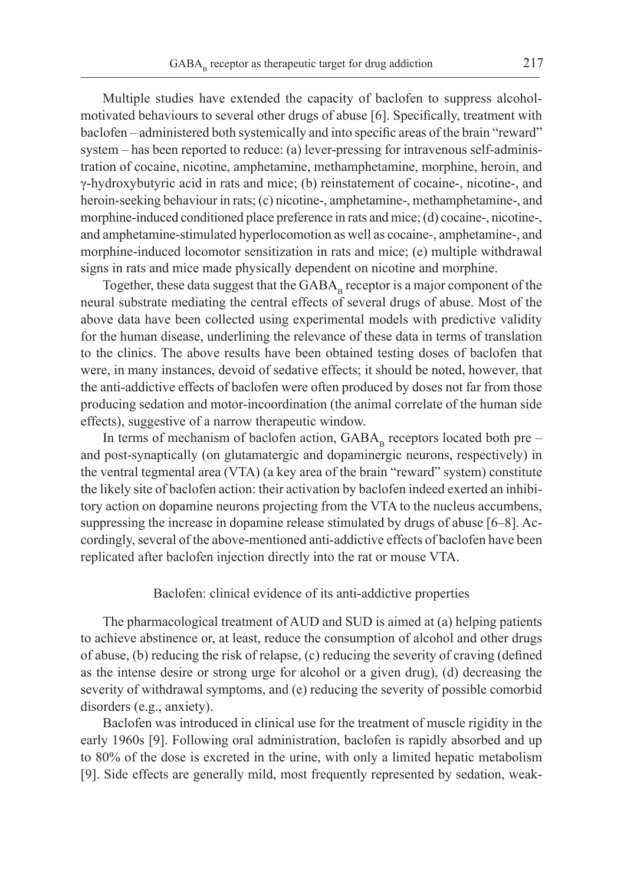Multiple studies have extended the capacity of baclofen to suppress alcohol-motivated behaviours to several other drugs of abuse [6]. Specifically, treatment with baclofen – administered both systemically and into specific areas of the brain "reward" system – has been reported to reduce: (a) lever-pressing for intravenous self-administration of cocaine, nicotine, amphetamine, methamphetamine, morphine, heroin, and γ-hydroxybutyric acid in rats and mice; (b) reinstatement of cocaine-, nicotine-, and heroin-seeking behaviour in rats; (c) nicotine-, amphetamine-, methamphetamine-, and morphine-induced conditioned place preference in rats and mice; (d) cocaine-, nicotine-, and amphetamine-stimulated hyperlocomotion as well as cocaine-, amphetamine-, and morphine-induced locomotor sensitization in rats and mice; (e) multiple withdrawal signs in rats and mice made physically dependent on nicotine and morphine.

Together, these data suggest that the $GABA_B$ receptor is a major component of the neural substrate mediating the central effects of several drugs of abuse. Most of the above data have been collected using experimental models with predictive validity for the human disease, underlining the relevance of these data in terms of translation to the clinics. The above results have been obtained testing doses of baclofen that were, in many instances, devoid of sedative effects; it should be noted, however, that the anti-addictive effects of baclofen were often produced by doses not far from those producing sedation and motor-incoordination (the animal correlate of the human side effects), suggestive of a narrow therapeutic window.

In terms of mechanism of baclofen action, $GABA_B$ receptors located both pre – and post-synaptically (on glutamatergic and dopaminergic neurons, respectively) in the ventral tegmental area (VTA) (a key area of the brain "reward" system) constitute the likely site of baclofen action: their activation by baclofen indeed exerted an inhibitory action on dopamine neurons projecting from the VTA to the nucleus accumbens, suppressing the increase in dopamine release stimulated by drugs of abuse [6–8]. Accordingly, several of the above-mentioned anti-addictive effects of baclofen have been replicated after baclofen injection directly into the rat or mouse VTA.

## Baclofen: clinical evidence of its anti-addictive properties

The pharmacological treatment of AUD and SUD is aimed at (a) helping patients to achieve abstinence or, at least, reduce the consumption of alcohol and other drugs of abuse, (b) reducing the risk of relapse, (c) reducing the severity of craving (defined as the intense desire or strong urge for alcohol or a given drug), (d) decreasing the severity of withdrawal symptoms, and (e) reducing the severity of possible comorbid disorders (e.g., anxiety).

Baclofen was introduced in clinical use for the treatment of muscle rigidity in the early 1960s [9]. Following oral administration, baclofen is rapidly absorbed and up to 80% of the dose is excreted in the urine, with only a limited hepatic metabolism [9]. Side effects are generally mild, most frequently represented by sedation, weak-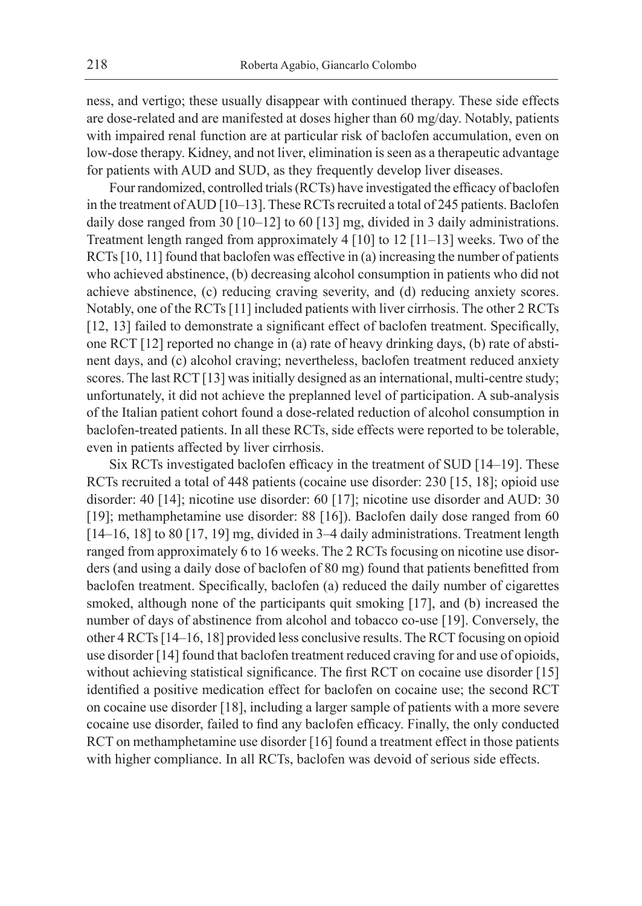ness, and vertigo; these usually disappear with continued therapy. These side effects are dose-related and are manifested at doses higher than 60 mg/day. Notably, patients with impaired renal function are at particular risk of baclofen accumulation, even on low-dose therapy. Kidney, and not liver, elimination is seen as a therapeutic advantage for patients with AUD and SUD, as they frequently develop liver diseases.

Four randomized, controlled trials (RCTs) have investigated the efficacy of baclofen in the treatment of AUD [10–13]. These RCTs recruited a total of 245 patients. Baclofen daily dose ranged from 30 [10–12] to 60 [13] mg, divided in 3 daily administrations. Treatment length ranged from approximately 4 [10] to 12 [11–13] weeks. Two of the RCTs [10, 11] found that baclofen was effective in (a) increasing the number of patients who achieved abstinence, (b) decreasing alcohol consumption in patients who did not achieve abstinence, (c) reducing craving severity, and (d) reducing anxiety scores. Notably, one of the RCTs [11] included patients with liver cirrhosis. The other 2 RCTs [12, 13] failed to demonstrate a significant effect of baclofen treatment. Specifically, one RCT [12] reported no change in (a) rate of heavy drinking days, (b) rate of abstinent days, and (c) alcohol craving; nevertheless, baclofen treatment reduced anxiety scores. The last RCT [13] was initially designed as an international, multi-centre study; unfortunately, it did not achieve the preplanned level of participation. A sub-analysis of the Italian patient cohort found a dose-related reduction of alcohol consumption in baclofen-treated patients. In all these RCTs, side effects were reported to be tolerable, even in patients affected by liver cirrhosis.

Six RCTs investigated baclofen efficacy in the treatment of SUD [14–19]. These RCTs recruited a total of 448 patients (cocaine use disorder: 230 [15, 18]; opioid use disorder: 40 [14]; nicotine use disorder: 60 [17]; nicotine use disorder and AUD: 30 [19]; methamphetamine use disorder: 88 [16]). Baclofen daily dose ranged from 60 [14–16, 18] to 80 [17, 19] mg, divided in 3–4 daily administrations. Treatment length ranged from approximately 6 to 16 weeks. The 2 RCTs focusing on nicotine use disorders (and using a daily dose of baclofen of 80 mg) found that patients benefitted from baclofen treatment. Specifically, baclofen (a) reduced the daily number of cigarettes smoked, although none of the participants quit smoking [17], and (b) increased the number of days of abstinence from alcohol and tobacco co-use [19]. Conversely, the other 4 RCTs [14–16, 18] provided less conclusive results. The RCT focusing on opioid use disorder [14] found that baclofen treatment reduced craving for and use of opioids, without achieving statistical significance. The first RCT on cocaine use disorder [15] identified a positive medication effect for baclofen on cocaine use; the second RCT on cocaine use disorder [18], including a larger sample of patients with a more severe cocaine use disorder, failed to find any baclofen efficacy. Finally, the only conducted RCT on methamphetamine use disorder [16] found a treatment effect in those patients with higher compliance. In all RCTs, baclofen was devoid of serious side effects.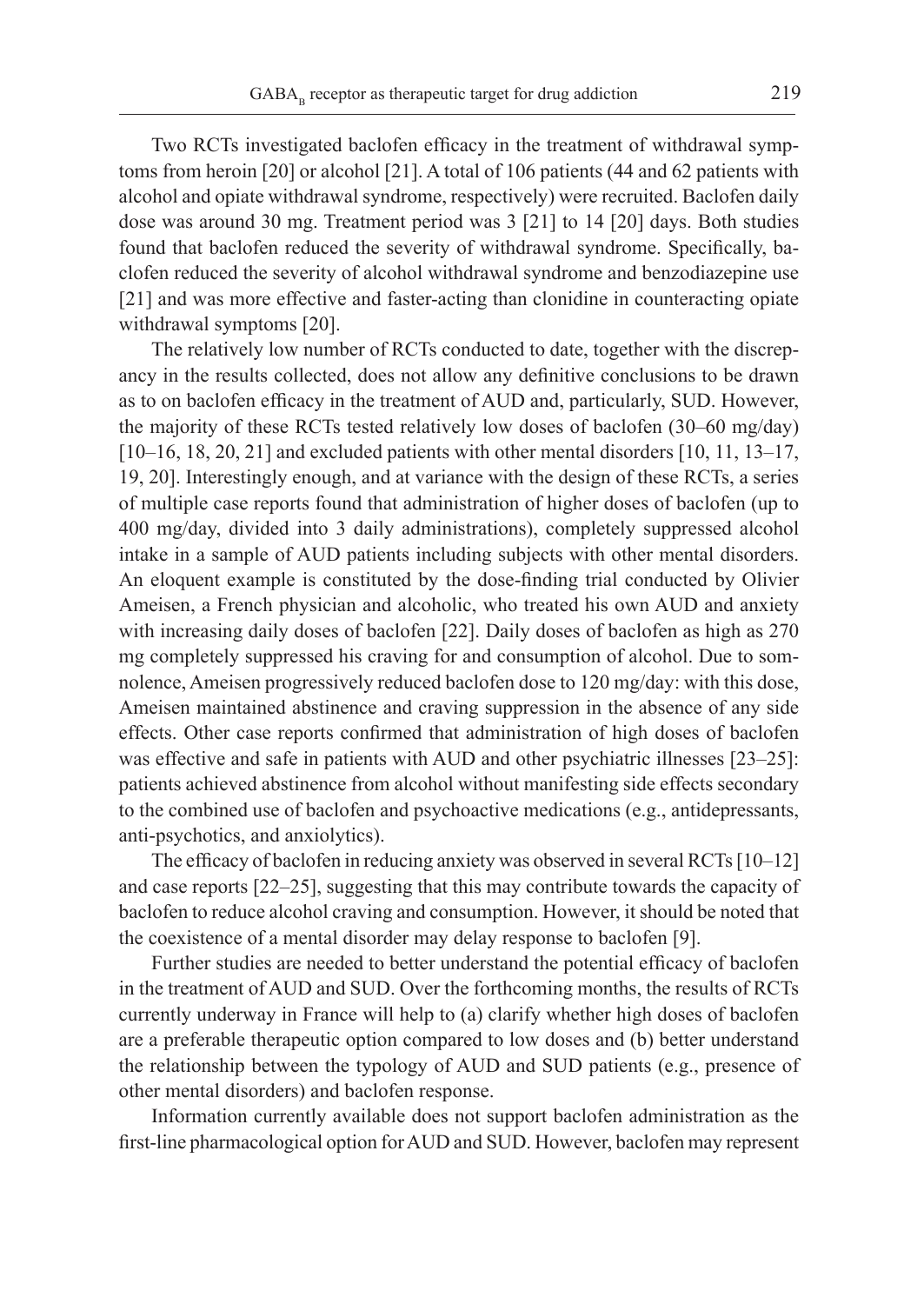Two RCTs investigated baclofen efficacy in the treatment of withdrawal symptoms from heroin [20] or alcohol [21]. A total of 106 patients (44 and 62 patients with alcohol and opiate withdrawal syndrome, respectively) were recruited. Baclofen daily dose was around 30 mg. Treatment period was 3 [21] to 14 [20] days. Both studies found that baclofen reduced the severity of withdrawal syndrome. Specifically, baclofen reduced the severity of alcohol withdrawal syndrome and benzodiazepine use [21] and was more effective and faster-acting than clonidine in counteracting opiate withdrawal symptoms [20].

The relatively low number of RCTs conducted to date, together with the discrepancy in the results collected, does not allow any definitive conclusions to be drawn as to on baclofen efficacy in the treatment of AUD and, particularly, SUD. However, the majority of these RCTs tested relatively low doses of baclofen (30–60 mg/day) [10–16, 18, 20, 21] and excluded patients with other mental disorders [10, 11, 13–17, 19, 20]. Interestingly enough, and at variance with the design of these RCTs, a series of multiple case reports found that administration of higher doses of baclofen (up to 400 mg/day, divided into 3 daily administrations), completely suppressed alcohol intake in a sample of AUD patients including subjects with other mental disorders. An eloquent example is constituted by the dose-finding trial conducted by Olivier Ameisen, a French physician and alcoholic, who treated his own AUD and anxiety with increasing daily doses of baclofen [22]. Daily doses of baclofen as high as 270 mg completely suppressed his craving for and consumption of alcohol. Due to somnolence, Ameisen progressively reduced baclofen dose to 120 mg/day: with this dose, Ameisen maintained abstinence and craving suppression in the absence of any side effects. Other case reports confirmed that administration of high doses of baclofen was effective and safe in patients with AUD and other psychiatric illnesses [23–25]: patients achieved abstinence from alcohol without manifesting side effects secondary to the combined use of baclofen and psychoactive medications (e.g., antidepressants, anti-psychotics, and anxiolytics).

The efficacy of baclofen in reducing anxiety was observed in several RCTs [10–12] and case reports [22–25], suggesting that this may contribute towards the capacity of baclofen to reduce alcohol craving and consumption. However, it should be noted that the coexistence of a mental disorder may delay response to baclofen [9].

Further studies are needed to better understand the potential efficacy of baclofen in the treatment of AUD and SUD. Over the forthcoming months, the results of RCTs currently underway in France will help to (a) clarify whether high doses of baclofen are a preferable therapeutic option compared to low doses and (b) better understand the relationship between the typology of AUD and SUD patients (e.g., presence of other mental disorders) and baclofen response.

Information currently available does not support baclofen administration as the first-line pharmacological option for AUD and SUD. However, baclofen may represent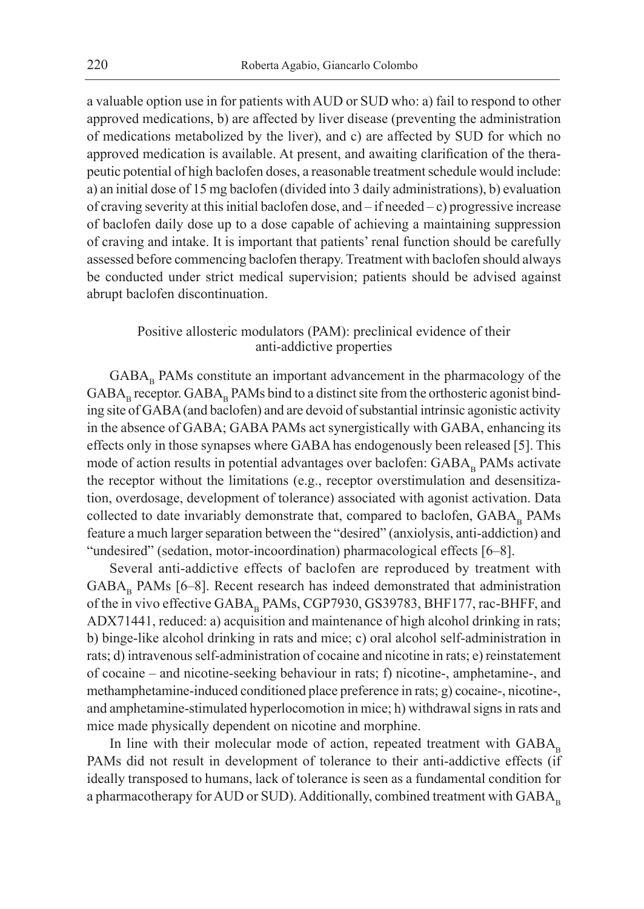a valuable option use in for patients with AUD or SUD who: a) fail to respond to other approved medications, b) are affected by liver disease (preventing the administration of medications metabolized by the liver), and c) are affected by SUD for which no approved medication is available. At present, and awaiting clarification of the therapeutic potential of high baclofen doses, a reasonable treatment schedule would include: a) an initial dose of 15 mg baclofen (divided into 3 daily administrations), b) evaluation of craving severity at this initial baclofen dose, and – if needed – c) progressive increase of baclofen daily dose up to a dose capable of achieving a maintaining suppression of craving and intake. It is important that patients' renal function should be carefully assessed before commencing baclofen therapy. Treatment with baclofen should always be conducted under strict medical supervision; patients should be advised against abrupt baclofen discontinuation.

## Positive allosteric modulators (PAM): preclinical evidence of their anti-addictive properties

$GABA_B$ PAMs constitute an important advancement in the pharmacology of the $GABA_B$ receptor. $GABA_B$ PAMs bind to a distinct site from the orthosteric agonist binding site of GABA (and baclofen) and are devoid of substantial intrinsic agonistic activity in the absence of GABA; GABA PAMs act synergistically with GABA, enhancing its effects only in those synapses where GABA has endogenously been released [5]. This mode of action results in potential advantages over baclofen: $GABA_B$ PAMs activate the receptor without the limitations (e.g., receptor overstimulation and desensitization, overdosage, development of tolerance) associated with agonist activation. Data collected to date invariably demonstrate that, compared to baclofen, $GABA_B$ PAMs feature a much larger separation between the "desired" (anxiolysis, anti-addiction) and "undesired" (sedation, motor-incoordination) pharmacological effects [6–8].

Several anti-addictive effects of baclofen are reproduced by treatment with $GABA_B$ PAMs [6–8]. Recent research has indeed demonstrated that administration of the in vivo effective $GABA_B$ PAMs, CGP7930, GS39783, BHF177, rac-BHFF, and ADX71441, reduced: a) acquisition and maintenance of high alcohol drinking in rats; b) binge-like alcohol drinking in rats and mice; c) oral alcohol self-administration in rats; d) intravenous self-administration of cocaine and nicotine in rats; e) reinstatement of cocaine – and nicotine-seeking behaviour in rats; f) nicotine-, amphetamine-, and methamphetamine-induced conditioned place preference in rats; g) cocaine-, nicotine-, and amphetamine-stimulated hyperlocomotion in mice; h) withdrawal signs in rats and mice made physically dependent on nicotine and morphine.

In line with their molecular mode of action, repeated treatment with $GABA_B$ PAMs did not result in development of tolerance to their anti-addictive effects (if ideally transposed to humans, lack of tolerance is seen as a fundamental condition for a pharmacotherapy for AUD or SUD). Additionally, combined treatment with $GABA_B$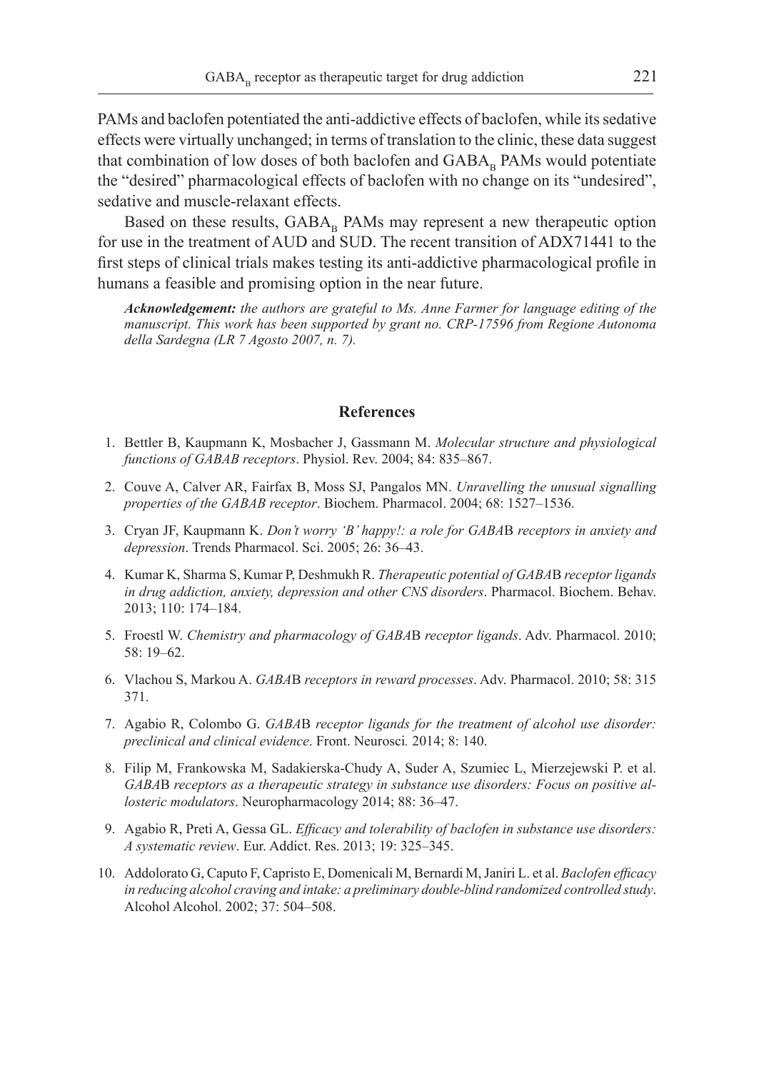PAMs and baclofen potentiated the anti-addictive effects of baclofen, while its sedative effects were virtually unchanged; in terms of translation to the clinic, these data suggest that combination of low doses of both baclofen and $GABA_B$ PAMs would potentiate the "desired" pharmacological effects of baclofen with no change on its "undesired", sedative and muscle-relaxant effects.

Based on these results, $GABA_B$ PAMs may represent a new therapeutic option for use in the treatment of AUD and SUD. The recent transition of ADX71441 to the first steps of clinical trials makes testing its anti-addictive pharmacological profile in humans a feasible and promising option in the near future.

***Acknowledgement:*** *the authors are grateful to Ms. Anne Farmer for language editing of the manuscript. This work has been supported by grant no. CRP-17596 from Regione Autonoma della Sardegna (LR 7 Agosto 2007, n. 7).*

## References

1. Bettler B, Kaupmann K, Mosbacher J, Gassmann M. *Molecular structure and physiological functions of GABAB receptors*. Physiol. Rev. 2004; 84: 835–867.
2. Couve A, Calver AR, Fairfax B, Moss SJ, Pangalos MN. *Unravelling the unusual signalling properties of the GABAB receptor*. Biochem. Pharmacol. 2004; 68: 1527–1536.
3. Cryan JF, Kaupmann K. *Don't worry 'B' happy!: a role for GABA*B *receptors in anxiety and depression*. Trends Pharmacol. Sci. 2005; 26: 36–43.
4. Kumar K, Sharma S, Kumar P, Deshmukh R. *Therapeutic potential of GABA*B *receptor ligands in drug addiction, anxiety, depression and other CNS disorders*. Pharmacol. Biochem. Behav. 2013; 110: 174–184.
5. Froestl W. *Chemistry and pharmacology of GABA*B *receptor ligands*. Adv. Pharmacol. 2010; 58: 19–62.
6. Vlachou S, Markou A. *GABA*B *receptors in reward processes*. Adv. Pharmacol. 2010; 58: 315 371.
7. Agabio R, Colombo G. *GABA*B *receptor ligands for the treatment of alcohol use disorder: preclinical and clinical evidence*. Front. Neurosci. 2014; 8: 140.
8. Filip M, Frankowska M, Sadakierska-Chudy A, Suder A, Szumiec L, Mierzejewski P. et al. *GABA*B *receptors as a therapeutic strategy in substance use disorders: Focus on positive allosteric modulators*. Neuropharmacology 2014; 88: 36–47.
9. Agabio R, Preti A, Gessa GL. *Efficacy and tolerability of baclofen in substance use disorders: A systematic review*. Eur. Addict. Res. 2013; 19: 325–345.
10. Addolorato G, Caputo F, Capristo E, Domenicali M, Bernardi M, Janiri L. et al. *Baclofen efficacy in reducing alcohol craving and intake: a preliminary double-blind randomized controlled study*. Alcohol Alcohol. 2002; 37: 504–508.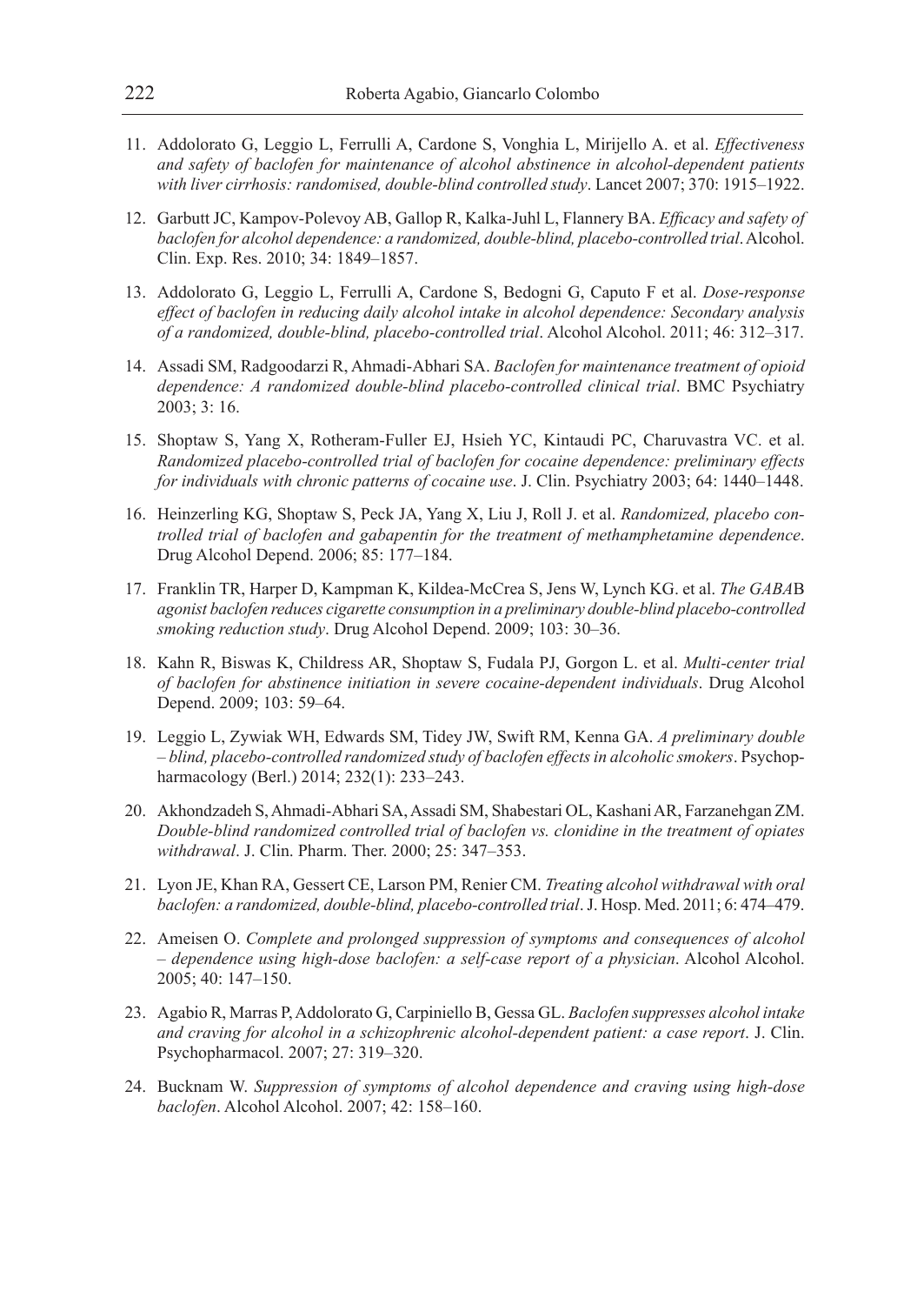11. Addolorato G, Leggio L, Ferrulli A, Cardone S, Vonghia L, Mirijello A. et al. *Effectiveness and safety of baclofen for maintenance of alcohol abstinence in alcohol-dependent patients with liver cirrhosis: randomised, double-blind controlled study*. Lancet 2007; 370: 1915–1922.

12. Garbutt JC, Kampov-Polevoy AB, Gallop R, Kalka-Juhl L, Flannery BA. *Efficacy and safety of baclofen for alcohol dependence: a randomized, double-blind, placebo-controlled trial*. Alcohol. Clin. Exp. Res. 2010; 34: 1849–1857.

13. Addolorato G, Leggio L, Ferrulli A, Cardone S, Bedogni G, Caputo F et al. *Dose-response effect of baclofen in reducing daily alcohol intake in alcohol dependence: Secondary analysis of a randomized, double-blind, placebo-controlled trial*. Alcohol Alcohol. 2011; 46: 312–317.

14. Assadi SM, Radgoodarzi R, Ahmadi-Abhari SA. *Baclofen for maintenance treatment of opioid dependence: A randomized double-blind placebo-controlled clinical trial*. BMC Psychiatry 2003; 3: 16.

15. Shoptaw S, Yang X, Rotheram-Fuller EJ, Hsieh YC, Kintaudi PC, Charuvastra VC. et al. *Randomized placebo-controlled trial of baclofen for cocaine dependence: preliminary effects for individuals with chronic patterns of cocaine use*. J. Clin. Psychiatry 2003; 64: 1440–1448.

16. Heinzerling KG, Shoptaw S, Peck JA, Yang X, Liu J, Roll J. et al. *Randomized, placebo controlled trial of baclofen and gabapentin for the treatment of methamphetamine dependence*. Drug Alcohol Depend. 2006; 85: 177–184.

17. Franklin TR, Harper D, Kampman K, Kildea-McCrea S, Jens W, Lynch KG. et al. *The GABA*B *agonist baclofen reduces cigarette consumption in a preliminary double-blind placebo-controlled smoking reduction study*. Drug Alcohol Depend. 2009; 103: 30–36.

18. Kahn R, Biswas K, Childress AR, Shoptaw S, Fudala PJ, Gorgon L. et al. *Multi-center trial of baclofen for abstinence initiation in severe cocaine-dependent individuals*. Drug Alcohol Depend. 2009; 103: 59–64.

19. Leggio L, Zywiak WH, Edwards SM, Tidey JW, Swift RM, Kenna GA. *A preliminary double – blind, placebo-controlled randomized study of baclofen effects in alcoholic smokers*. Psychopharmacology (Berl.) 2014; 232(1): 233–243.

20. Akhondzadeh S, Ahmadi-Abhari SA, Assadi SM, Shabestari OL, Kashani AR, Farzanehgan ZM. *Double-blind randomized controlled trial of baclofen vs. clonidine in the treatment of opiates withdrawal*. J. Clin. Pharm. Ther. 2000; 25: 347–353.

21. Lyon JE, Khan RA, Gessert CE, Larson PM, Renier CM. *Treating alcohol withdrawal with oral baclofen: a randomized, double-blind, placebo-controlled trial*. J. Hosp. Med. 2011; 6: 474–479.

22. Ameisen O. *Complete and prolonged suppression of symptoms and consequences of alcohol – dependence using high-dose baclofen: a self-case report of a physician*. Alcohol Alcohol. 2005; 40: 147–150.

23. Agabio R, Marras P, Addolorato G, Carpiniello B, Gessa GL. *Baclofen suppresses alcohol intake and craving for alcohol in a schizophrenic alcohol-dependent patient: a case report*. J. Clin. Psychopharmacol. 2007; 27: 319–320.

24. Bucknam W. *Suppression of symptoms of alcohol dependence and craving using high-dose baclofen*. Alcohol Alcohol. 2007; 42: 158–160.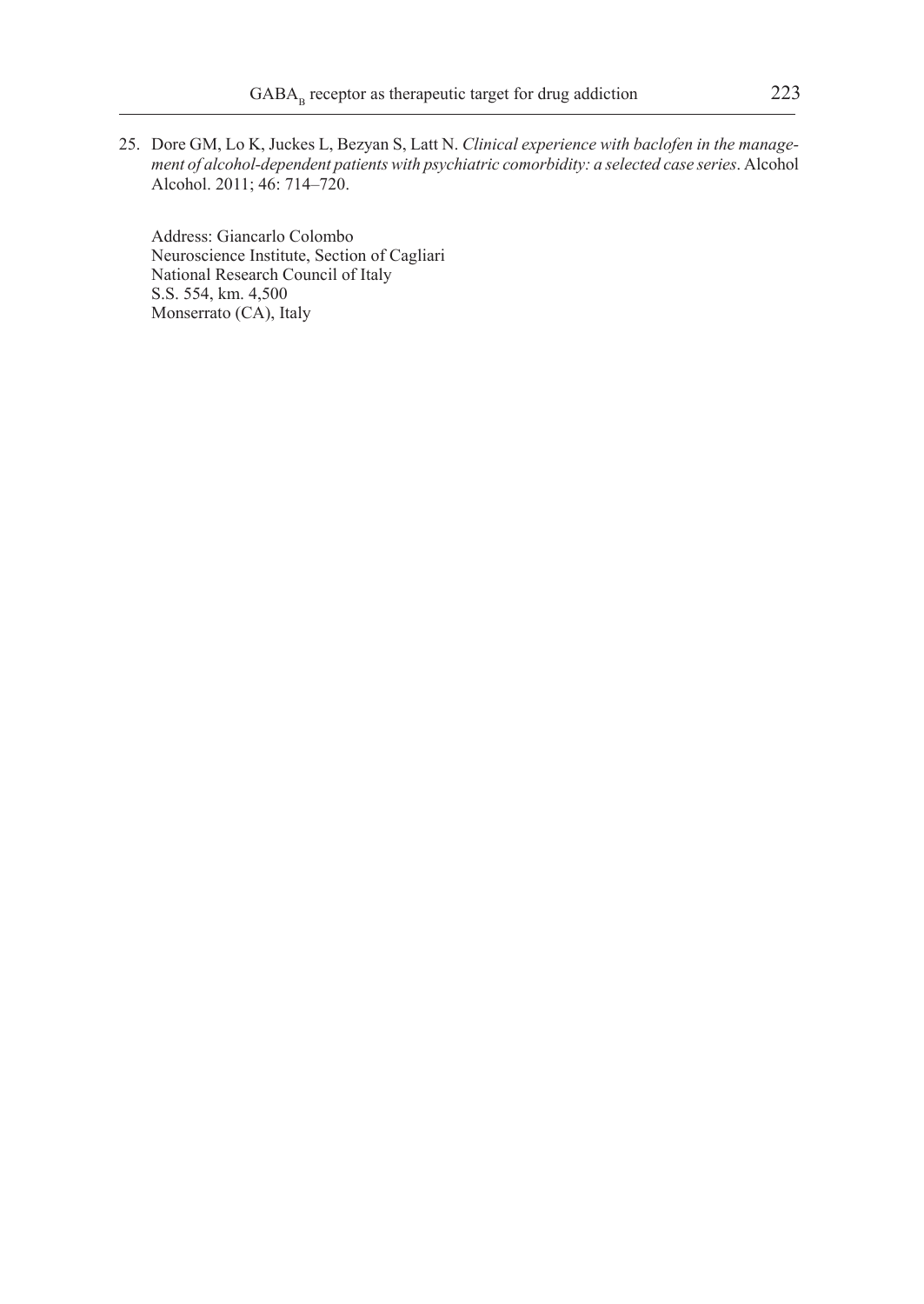25. Dore GM, Lo K, Juckes L, Bezyan S, Latt N. *Clinical experience with baclofen in the management of alcohol-dependent patients with psychiatric comorbidity: a selected case series*. Alcohol Alcohol. 2011; 46: 714–720.

Address: Giancarlo Colombo
Neuroscience Institute, Section of Cagliari
National Research Council of Italy
S.S. 554, km. 4,500
Monserrato (CA), Italy